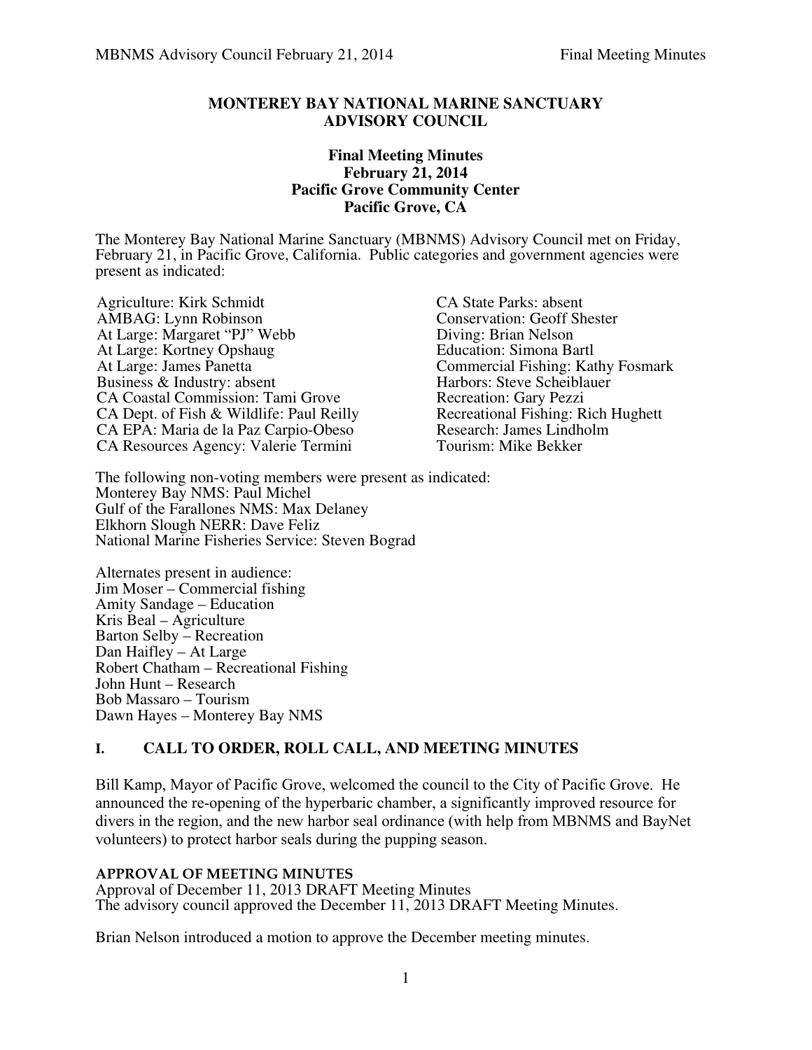**MONTEREY BAY NATIONAL MARINE SANCTUARY ADVISORY COUNCIL**

**Final Meeting Minutes**
**February 21, 2014**
**Pacific Grove Community Center**
**Pacific Grove, CA**

The Monterey Bay National Marine Sanctuary (MBNMS) Advisory Council met on Friday, February 21, in Pacific Grove, California. Public categories and government agencies were present as indicated:

Agriculture: Kirk Schmidt
AMBAG: Lynn Robinson
At Large: Margaret "PJ" Webb
At Large: Kortney Opshaug
At Large: James Panetta
Business & Industry: absent
CA Coastal Commission: Tami Grove
CA Dept. of Fish & Wildlife: Paul Reilly
CA EPA: Maria de la Paz Carpio-Obeso
CA Resources Agency: Valerie Termini
CA State Parks: absent
Conservation: Geoff Shester
Diving: Brian Nelson
Education: Simona Bartl
Commercial Fishing: Kathy Fosmark
Harbors: Steve Scheiblauer
Recreation: Gary Pezzi
Recreational Fishing: Rich Hughett
Research: James Lindholm
Tourism: Mike Bekker

The following non-voting members were present as indicated:
Monterey Bay NMS: Paul Michel
Gulf of the Farallones NMS: Max Delaney
Elkhorn Slough NERR: Dave Feliz
National Marine Fisheries Service: Steven Bograd

Alternates present in audience:
Jim Moser – Commercial fishing
Amity Sandage – Education
Kris Beal – Agriculture
Barton Selby – Recreation
Dan Haifley – At Large
Robert Chatham – Recreational Fishing
John Hunt – Research
Bob Massaro – Tourism
Dawn Hayes – Monterey Bay NMS

## I. CALL TO ORDER, ROLL CALL, AND MEETING MINUTES

Bill Kamp, Mayor of Pacific Grove, welcomed the council to the City of Pacific Grove. He announced the re-opening of the hyperbaric chamber, a significantly improved resource for divers in the region, and the new harbor seal ordinance (with help from MBNMS and BayNet volunteers) to protect harbor seals during the pupping season.

**APPROVAL OF MEETING MINUTES**
Approval of December 11, 2013 DRAFT Meeting Minutes
The advisory council approved the December 11, 2013 DRAFT Meeting Minutes.

Brian Nelson introduced a motion to approve the December meeting minutes.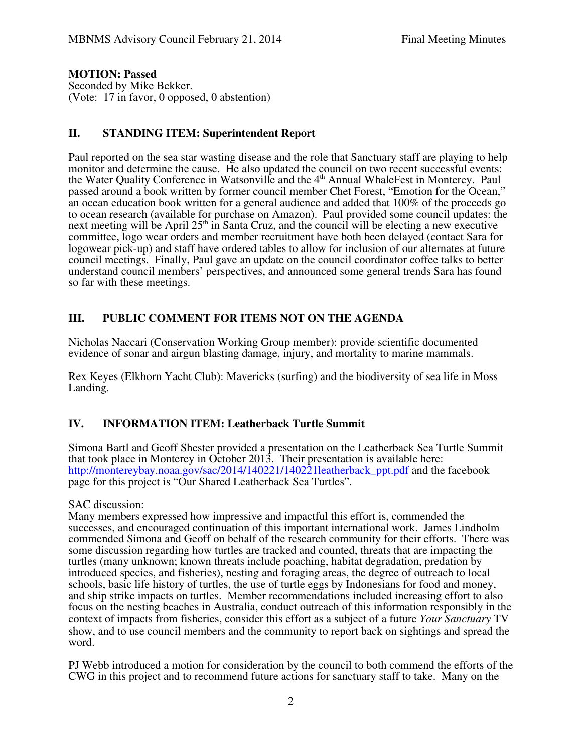**MOTION: Passed**
Seconded by Mike Bekker.
(Vote: 17 in favor, 0 opposed, 0 abstention)

## II. STANDING ITEM: Superintendent Report

Paul reported on the sea star wasting disease and the role that Sanctuary staff are playing to help monitor and determine the cause. He also updated the council on two recent successful events: the Water Quality Conference in Watsonville and the 4th Annual WhaleFest in Monterey. Paul passed around a book written by former council member Chet Forest, "Emotion for the Ocean," an ocean education book written for a general audience and added that 100% of the proceeds go to ocean research (available for purchase on Amazon). Paul provided some council updates: the next meeting will be April 25th in Santa Cruz, and the council will be electing a new executive committee, logo wear orders and member recruitment have both been delayed (contact Sara for logowear pick-up) and staff have ordered tables to allow for inclusion of our alternates at future council meetings. Finally, Paul gave an update on the council coordinator coffee talks to better understand council members' perspectives, and announced some general trends Sara has found so far with these meetings.

## III. PUBLIC COMMENT FOR ITEMS NOT ON THE AGENDA

Nicholas Naccari (Conservation Working Group member): provide scientific documented evidence of sonar and airgun blasting damage, injury, and mortality to marine mammals.

Rex Keyes (Elkhorn Yacht Club): Mavericks (surfing) and the biodiversity of sea life in Moss Landing.

## IV. INFORMATION ITEM: Leatherback Turtle Summit

Simona Bartl and Geoff Shester provided a presentation on the Leatherback Sea Turtle Summit that took place in Monterey in October 2013. Their presentation is available here: http://montereybay.noaa.gov/sac/2014/140221/140221leatherback_ppt.pdf and the facebook page for this project is "Our Shared Leatherback Sea Turtles".

SAC discussion:
Many members expressed how impressive and impactful this effort is, commended the successes, and encouraged continuation of this important international work. James Lindholm commended Simona and Geoff on behalf of the research community for their efforts. There was some discussion regarding how turtles are tracked and counted, threats that are impacting the turtles (many unknown; known threats include poaching, habitat degradation, predation by introduced species, and fisheries), nesting and foraging areas, the degree of outreach to local schools, basic life history of turtles, the use of turtle eggs by Indonesians for food and money, and ship strike impacts on turtles. Member recommendations included increasing effort to also focus on the nesting beaches in Australia, conduct outreach of this information responsibly in the context of impacts from fisheries, consider this effort as a subject of a future *Your Sanctuary* TV show, and to use council members and the community to report back on sightings and spread the word.

PJ Webb introduced a motion for consideration by the council to both commend the efforts of the CWG in this project and to recommend future actions for sanctuary staff to take. Many on the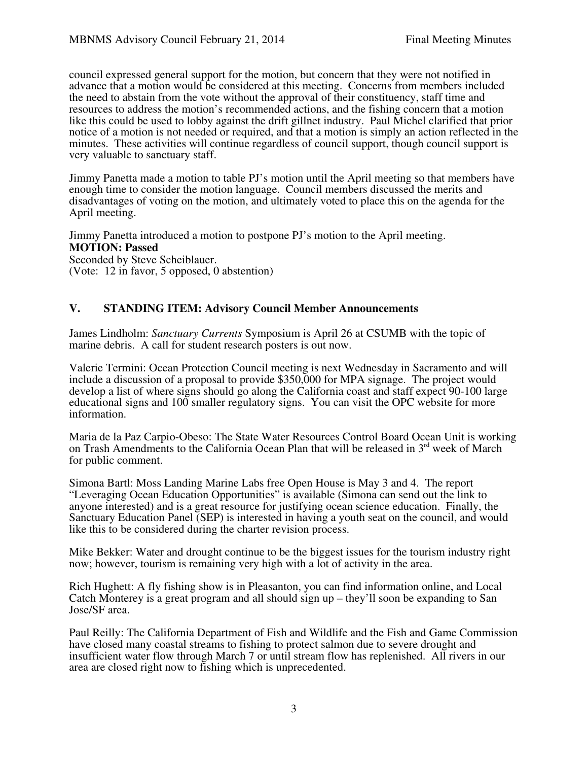council expressed general support for the motion, but concern that they were not notified in advance that a motion would be considered at this meeting. Concerns from members included the need to abstain from the vote without the approval of their constituency, staff time and resources to address the motion's recommended actions, and the fishing concern that a motion like this could be used to lobby against the drift gillnet industry. Paul Michel clarified that prior notice of a motion is not needed or required, and that a motion is simply an action reflected in the minutes. These activities will continue regardless of council support, though council support is very valuable to sanctuary staff.

Jimmy Panetta made a motion to table PJ's motion until the April meeting so that members have enough time to consider the motion language. Council members discussed the merits and disadvantages of voting on the motion, and ultimately voted to place this on the agenda for the April meeting.

Jimmy Panetta introduced a motion to postpone PJ's motion to the April meeting.
**MOTION: Passed**
Seconded by Steve Scheiblauer.
(Vote: 12 in favor, 5 opposed, 0 abstention)

## V. STANDING ITEM: Advisory Council Member Announcements

James Lindholm: *Sanctuary Currents* Symposium is April 26 at CSUMB with the topic of marine debris. A call for student research posters is out now.

Valerie Termini: Ocean Protection Council meeting is next Wednesday in Sacramento and will include a discussion of a proposal to provide $350,000 for MPA signage. The project would develop a list of where signs should go along the California coast and staff expect 90-100 large educational signs and 100 smaller regulatory signs. You can visit the OPC website for more information.

Maria de la Paz Carpio-Obeso: The State Water Resources Control Board Ocean Unit is working on Trash Amendments to the California Ocean Plan that will be released in 3rd week of March for public comment.

Simona Bartl: Moss Landing Marine Labs free Open House is May 3 and 4. The report "Leveraging Ocean Education Opportunities" is available (Simona can send out the link to anyone interested) and is a great resource for justifying ocean science education. Finally, the Sanctuary Education Panel (SEP) is interested in having a youth seat on the council, and would like this to be considered during the charter revision process.

Mike Bekker: Water and drought continue to be the biggest issues for the tourism industry right now; however, tourism is remaining very high with a lot of activity in the area.

Rich Hughett: A fly fishing show is in Pleasanton, you can find information online, and Local Catch Monterey is a great program and all should sign up – they'll soon be expanding to San Jose/SF area.

Paul Reilly: The California Department of Fish and Wildlife and the Fish and Game Commission have closed many coastal streams to fishing to protect salmon due to severe drought and insufficient water flow through March 7 or until stream flow has replenished. All rivers in our area are closed right now to fishing which is unprecedented.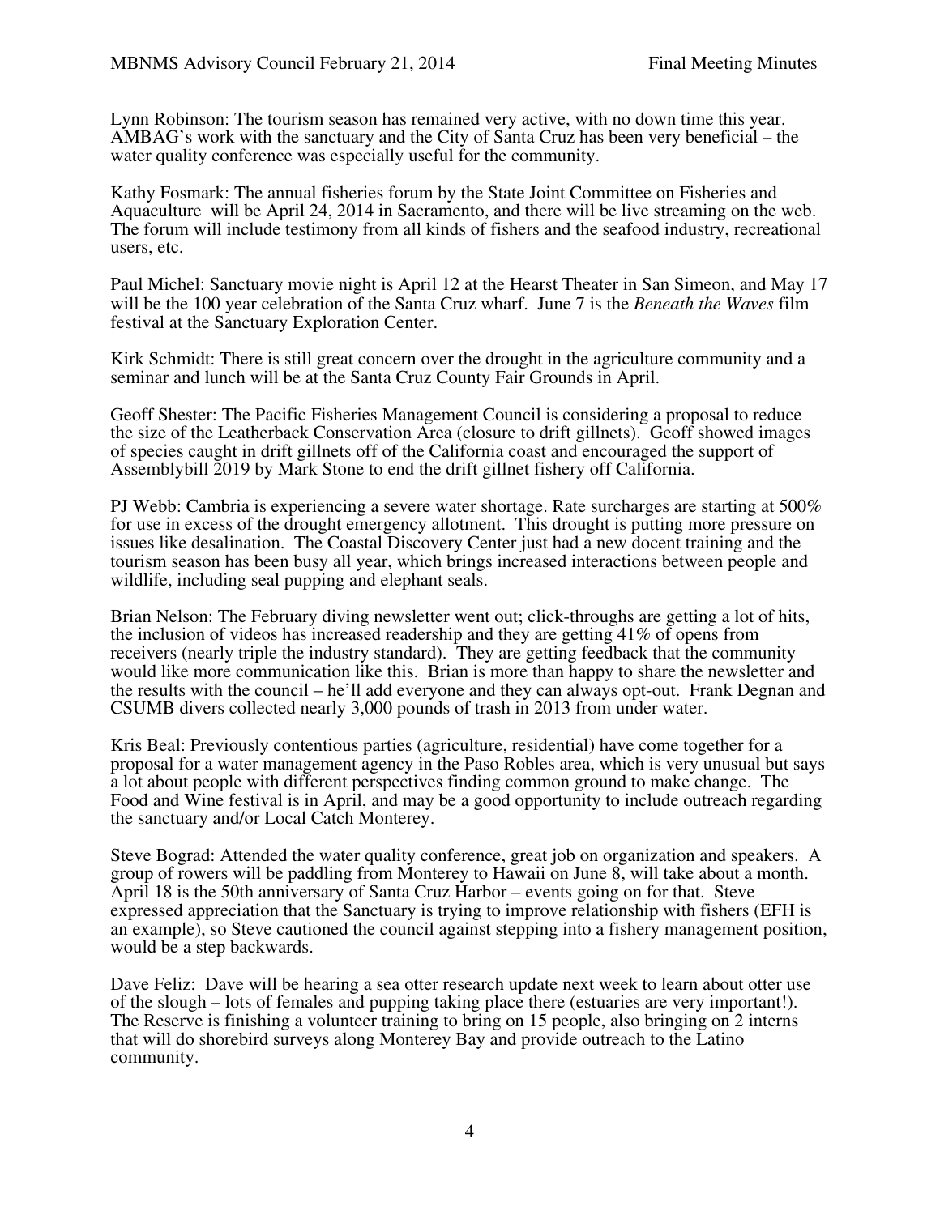Lynn Robinson: The tourism season has remained very active, with no down time this year. AMBAG's work with the sanctuary and the City of Santa Cruz has been very beneficial – the water quality conference was especially useful for the community.

Kathy Fosmark: The annual fisheries forum by the State Joint Committee on Fisheries and Aquaculture will be April 24, 2014 in Sacramento, and there will be live streaming on the web. The forum will include testimony from all kinds of fishers and the seafood industry, recreational users, etc.

Paul Michel: Sanctuary movie night is April 12 at the Hearst Theater in San Simeon, and May 17 will be the 100 year celebration of the Santa Cruz wharf. June 7 is the *Beneath the Waves* film festival at the Sanctuary Exploration Center.

Kirk Schmidt: There is still great concern over the drought in the agriculture community and a seminar and lunch will be at the Santa Cruz County Fair Grounds in April.

Geoff Shester: The Pacific Fisheries Management Council is considering a proposal to reduce the size of the Leatherback Conservation Area (closure to drift gillnets). Geoff showed images of species caught in drift gillnets off of the California coast and encouraged the support of Assemblybill 2019 by Mark Stone to end the drift gillnet fishery off California.

PJ Webb: Cambria is experiencing a severe water shortage. Rate surcharges are starting at 500% for use in excess of the drought emergency allotment. This drought is putting more pressure on issues like desalination. The Coastal Discovery Center just had a new docent training and the tourism season has been busy all year, which brings increased interactions between people and wildlife, including seal pupping and elephant seals.

Brian Nelson: The February diving newsletter went out; click-throughs are getting a lot of hits, the inclusion of videos has increased readership and they are getting 41% of opens from receivers (nearly triple the industry standard). They are getting feedback that the community would like more communication like this. Brian is more than happy to share the newsletter and the results with the council – he'll add everyone and they can always opt-out. Frank Degnan and CSUMB divers collected nearly 3,000 pounds of trash in 2013 from under water.

Kris Beal: Previously contentious parties (agriculture, residential) have come together for a proposal for a water management agency in the Paso Robles area, which is very unusual but says a lot about people with different perspectives finding common ground to make change. The Food and Wine festival is in April, and may be a good opportunity to include outreach regarding the sanctuary and/or Local Catch Monterey.

Steve Bograd: Attended the water quality conference, great job on organization and speakers. A group of rowers will be paddling from Monterey to Hawaii on June 8, will take about a month. April 18 is the 50th anniversary of Santa Cruz Harbor – events going on for that. Steve expressed appreciation that the Sanctuary is trying to improve relationship with fishers (EFH is an example), so Steve cautioned the council against stepping into a fishery management position, would be a step backwards.

Dave Feliz: Dave will be hearing a sea otter research update next week to learn about otter use of the slough – lots of females and pupping taking place there (estuaries are very important!). The Reserve is finishing a volunteer training to bring on 15 people, also bringing on 2 interns that will do shorebird surveys along Monterey Bay and provide outreach to the Latino community.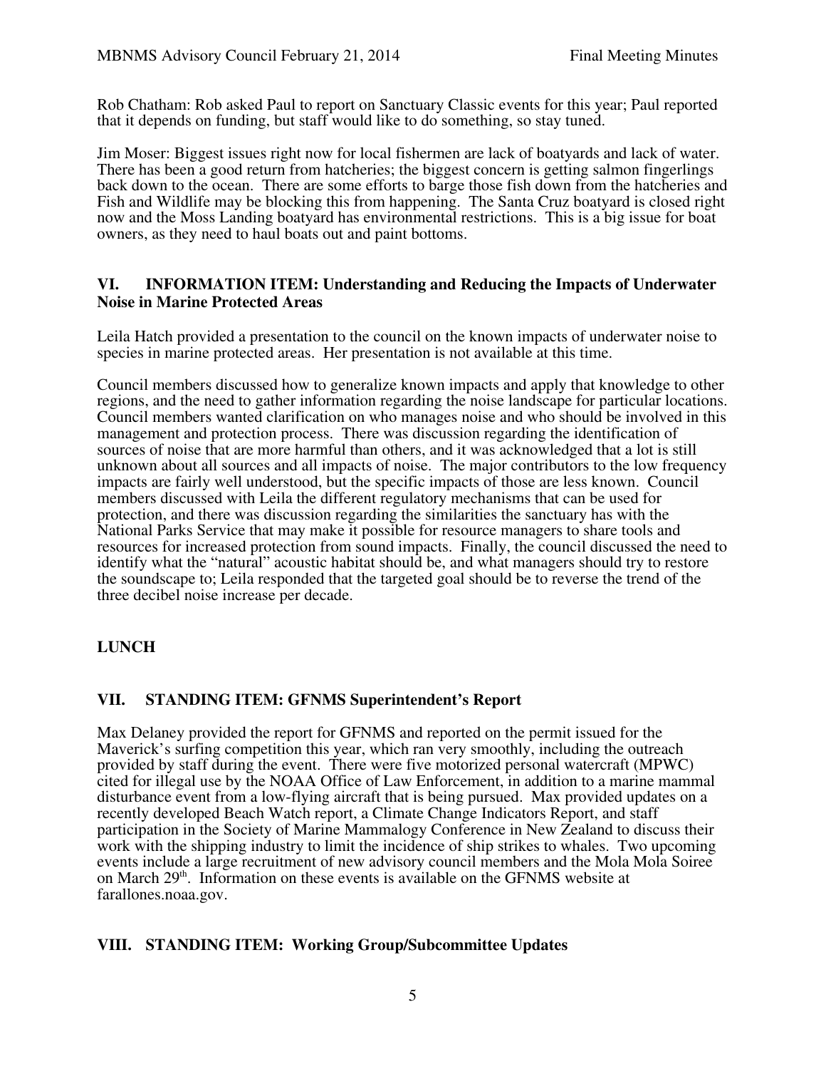Rob Chatham: Rob asked Paul to report on Sanctuary Classic events for this year; Paul reported that it depends on funding, but staff would like to do something, so stay tuned.

Jim Moser: Biggest issues right now for local fishermen are lack of boatyards and lack of water. There has been a good return from hatcheries; the biggest concern is getting salmon fingerlings back down to the ocean. There are some efforts to barge those fish down from the hatcheries and Fish and Wildlife may be blocking this from happening. The Santa Cruz boatyard is closed right now and the Moss Landing boatyard has environmental restrictions. This is a big issue for boat owners, as they need to haul boats out and paint bottoms.

## VI. INFORMATION ITEM: Understanding and Reducing the Impacts of Underwater Noise in Marine Protected Areas

Leila Hatch provided a presentation to the council on the known impacts of underwater noise to species in marine protected areas. Her presentation is not available at this time.

Council members discussed how to generalize known impacts and apply that knowledge to other regions, and the need to gather information regarding the noise landscape for particular locations. Council members wanted clarification on who manages noise and who should be involved in this management and protection process. There was discussion regarding the identification of sources of noise that are more harmful than others, and it was acknowledged that a lot is still unknown about all sources and all impacts of noise. The major contributors to the low frequency impacts are fairly well understood, but the specific impacts of those are less known. Council members discussed with Leila the different regulatory mechanisms that can be used for protection, and there was discussion regarding the similarities the sanctuary has with the National Parks Service that may make it possible for resource managers to share tools and resources for increased protection from sound impacts. Finally, the council discussed the need to identify what the "natural" acoustic habitat should be, and what managers should try to restore the soundscape to; Leila responded that the targeted goal should be to reverse the trend of the three decibel noise increase per decade.

## LUNCH

## VII. STANDING ITEM: GFNMS Superintendent's Report

Max Delaney provided the report for GFNMS and reported on the permit issued for the Maverick's surfing competition this year, which ran very smoothly, including the outreach provided by staff during the event. There were five motorized personal watercraft (MPWC) cited for illegal use by the NOAA Office of Law Enforcement, in addition to a marine mammal disturbance event from a low-flying aircraft that is being pursued. Max provided updates on a recently developed Beach Watch report, a Climate Change Indicators Report, and staff participation in the Society of Marine Mammalogy Conference in New Zealand to discuss their work with the shipping industry to limit the incidence of ship strikes to whales. Two upcoming events include a large recruitment of new advisory council members and the Mola Mola Soiree on March 29th. Information on these events is available on the GFNMS website at farallones.noaa.gov.

## VIII. STANDING ITEM: Working Group/Subcommittee Updates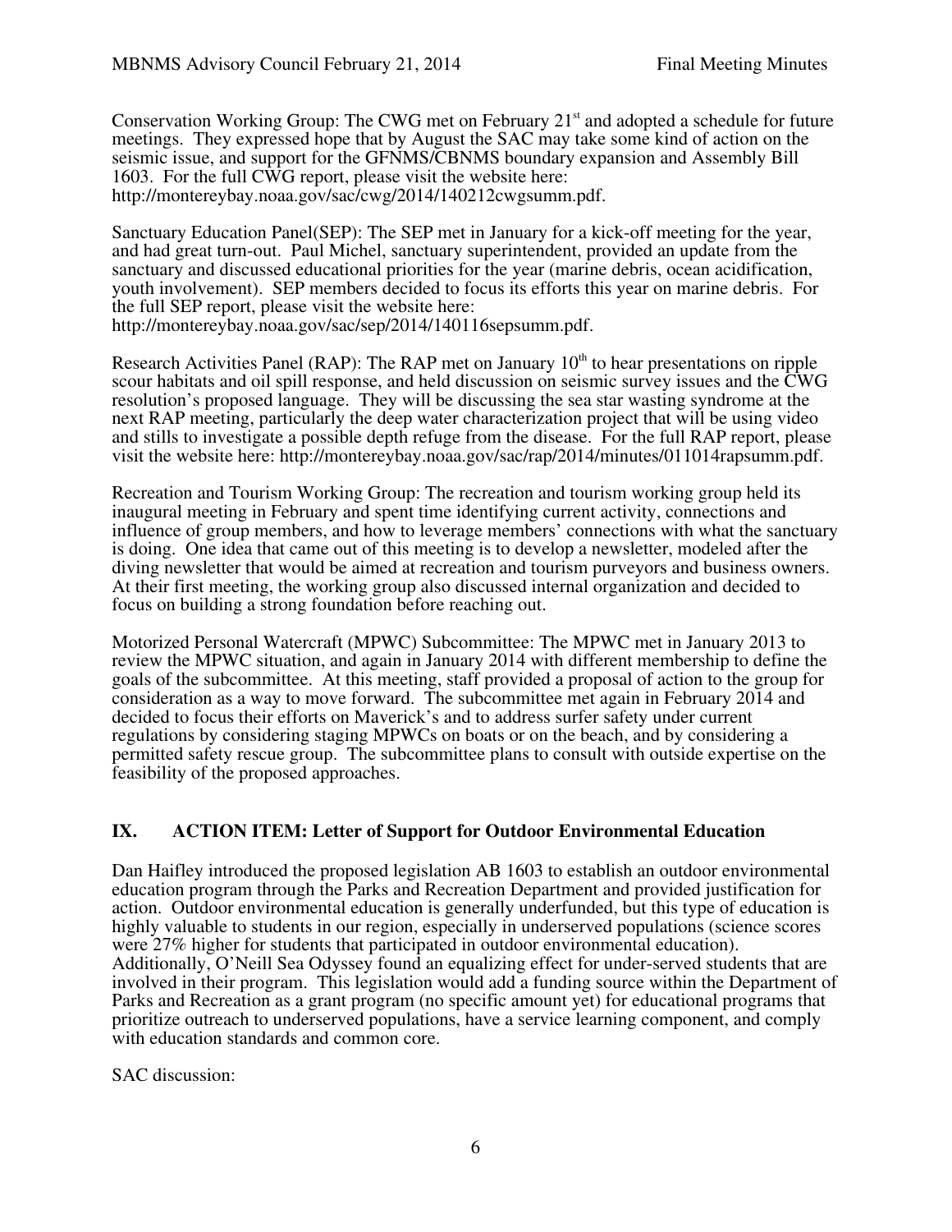Conservation Working Group: The CWG met on February 21[st] and adopted a schedule for future meetings. They expressed hope that by August the SAC may take some kind of action on the seismic issue, and support for the GFNMS/CBNMS boundary expansion and Assembly Bill 1603. For the full CWG report, please visit the website here: http://montereybay.noaa.gov/sac/cwg/2014/140212cwgsumm.pdf.

Sanctuary Education Panel(SEP): The SEP met in January for a kick-off meeting for the year, and had great turn-out. Paul Michel, sanctuary superintendent, provided an update from the sanctuary and discussed educational priorities for the year (marine debris, ocean acidification, youth involvement). SEP members decided to focus its efforts this year on marine debris. For the full SEP report, please visit the website here: http://montereybay.noaa.gov/sac/sep/2014/140116sepsumm.pdf.

Research Activities Panel (RAP): The RAP met on January 10[th] to hear presentations on ripple scour habitats and oil spill response, and held discussion on seismic survey issues and the CWG resolution's proposed language. They will be discussing the sea star wasting syndrome at the next RAP meeting, particularly the deep water characterization project that will be using video and stills to investigate a possible depth refuge from the disease. For the full RAP report, please visit the website here: http://montereybay.noaa.gov/sac/rap/2014/minutes/011014rapsumm.pdf.

Recreation and Tourism Working Group: The recreation and tourism working group held its inaugural meeting in February and spent time identifying current activity, connections and influence of group members, and how to leverage members' connections with what the sanctuary is doing. One idea that came out of this meeting is to develop a newsletter, modeled after the diving newsletter that would be aimed at recreation and tourism purveyors and business owners. At their first meeting, the working group also discussed internal organization and decided to focus on building a strong foundation before reaching out.

Motorized Personal Watercraft (MPWC) Subcommittee: The MPWC met in January 2013 to review the MPWC situation, and again in January 2014 with different membership to define the goals of the subcommittee. At this meeting, staff provided a proposal of action to the group for consideration as a way to move forward. The subcommittee met again in February 2014 and decided to focus their efforts on Maverick's and to address surfer safety under current regulations by considering staging MPWCs on boats or on the beach, and by considering a permitted safety rescue group. The subcommittee plans to consult with outside expertise on the feasibility of the proposed approaches.

## IX. ACTION ITEM: Letter of Support for Outdoor Environmental Education

Dan Haifley introduced the proposed legislation AB 1603 to establish an outdoor environmental education program through the Parks and Recreation Department and provided justification for action. Outdoor environmental education is generally underfunded, but this type of education is highly valuable to students in our region, especially in underserved populations (science scores were 27% higher for students that participated in outdoor environmental education). Additionally, O'Neill Sea Odyssey found an equalizing effect for under-served students that are involved in their program. This legislation would add a funding source within the Department of Parks and Recreation as a grant program (no specific amount yet) for educational programs that prioritize outreach to underserved populations, have a service learning component, and comply with education standards and common core.

SAC discussion: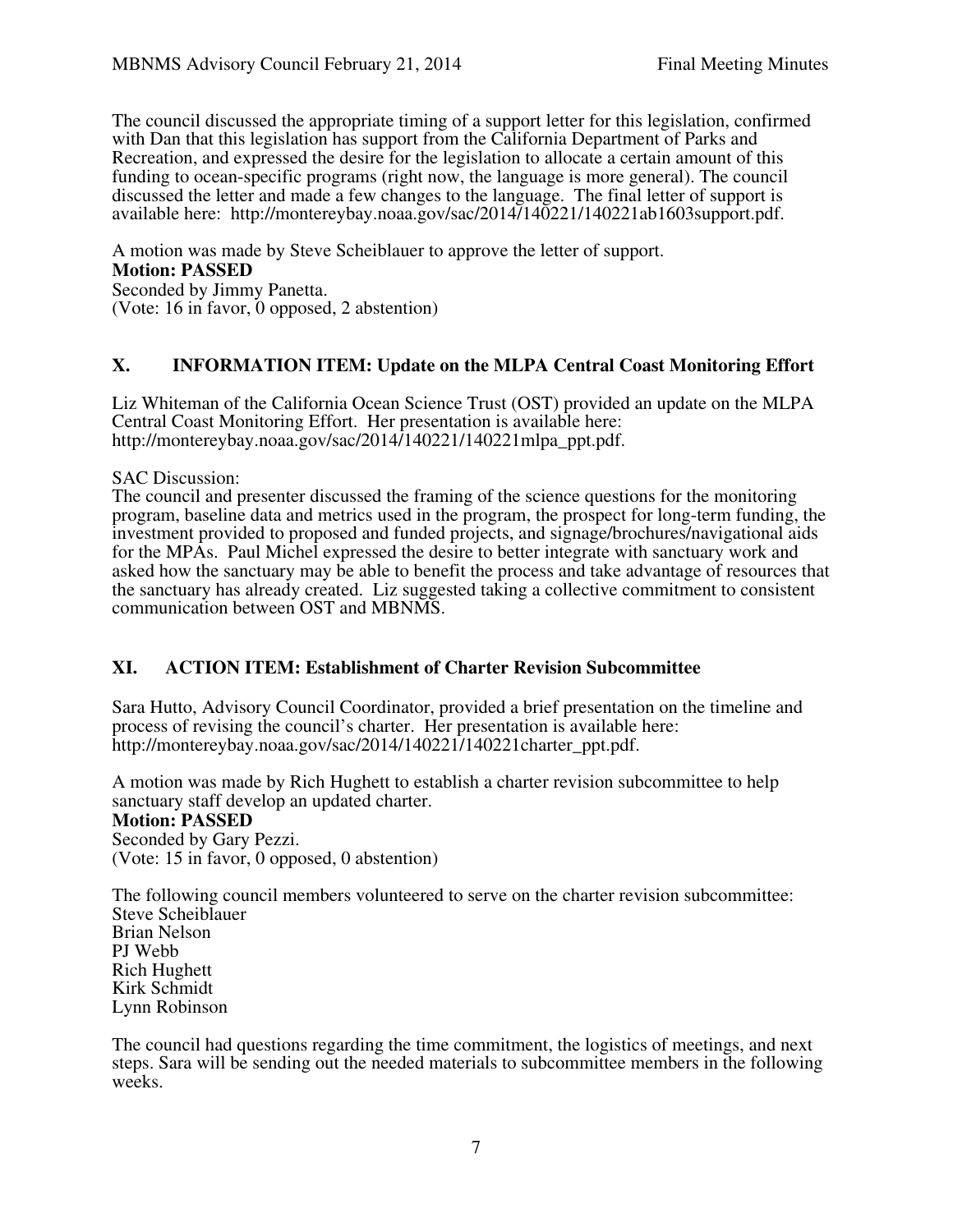The council discussed the appropriate timing of a support letter for this legislation, confirmed with Dan that this legislation has support from the California Department of Parks and Recreation, and expressed the desire for the legislation to allocate a certain amount of this funding to ocean-specific programs (right now, the language is more general). The council discussed the letter and made a few changes to the language. The final letter of support is available here: http://montereybay.noaa.gov/sac/2014/140221/140221ab1603support.pdf.

A motion was made by Steve Scheiblauer to approve the letter of support.
**Motion: PASSED**
Seconded by Jimmy Panetta.
(Vote: 16 in favor, 0 opposed, 2 abstention)

## X. INFORMATION ITEM: Update on the MLPA Central Coast Monitoring Effort

Liz Whiteman of the California Ocean Science Trust (OST) provided an update on the MLPA Central Coast Monitoring Effort. Her presentation is available here: http://montereybay.noaa.gov/sac/2014/140221/140221mlpa_ppt.pdf.

SAC Discussion:
The council and presenter discussed the framing of the science questions for the monitoring program, baseline data and metrics used in the program, the prospect for long-term funding, the investment provided to proposed and funded projects, and signage/brochures/navigational aids for the MPAs. Paul Michel expressed the desire to better integrate with sanctuary work and asked how the sanctuary may be able to benefit the process and take advantage of resources that the sanctuary has already created. Liz suggested taking a collective commitment to consistent communication between OST and MBNMS.

## XI. ACTION ITEM: Establishment of Charter Revision Subcommittee

Sara Hutto, Advisory Council Coordinator, provided a brief presentation on the timeline and process of revising the council's charter. Her presentation is available here: http://montereybay.noaa.gov/sac/2014/140221/140221charter_ppt.pdf.

A motion was made by Rich Hughett to establish a charter revision subcommittee to help sanctuary staff develop an updated charter.
**Motion: PASSED**
Seconded by Gary Pezzi.
(Vote: 15 in favor, 0 opposed, 0 abstention)

The following council members volunteered to serve on the charter revision subcommittee:
Steve Scheiblauer
Brian Nelson
PJ Webb
Rich Hughett
Kirk Schmidt
Lynn Robinson

The council had questions regarding the time commitment, the logistics of meetings, and next steps. Sara will be sending out the needed materials to subcommittee members in the following weeks.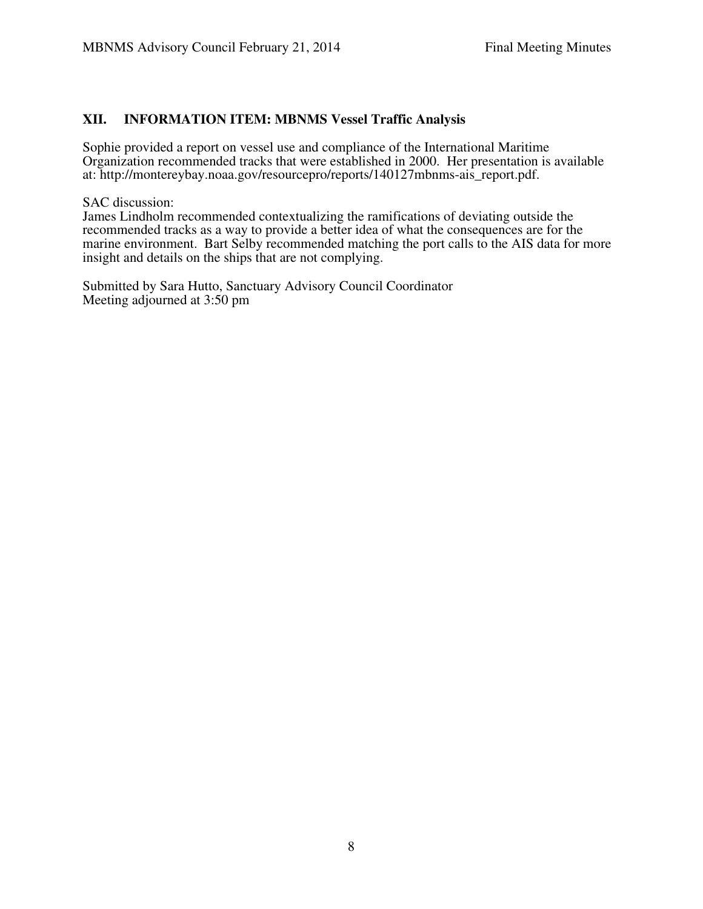## XII. INFORMATION ITEM: MBNMS Vessel Traffic Analysis

Sophie provided a report on vessel use and compliance of the International Maritime Organization recommended tracks that were established in 2000. Her presentation is available at: http://montereybay.noaa.gov/resourcepro/reports/140127mbnms-ais_report.pdf.

SAC discussion:
James Lindholm recommended contextualizing the ramifications of deviating outside the recommended tracks as a way to provide a better idea of what the consequences are for the marine environment. Bart Selby recommended matching the port calls to the AIS data for more insight and details on the ships that are not complying.

Submitted by Sara Hutto, Sanctuary Advisory Council Coordinator
Meeting adjourned at 3:50 pm